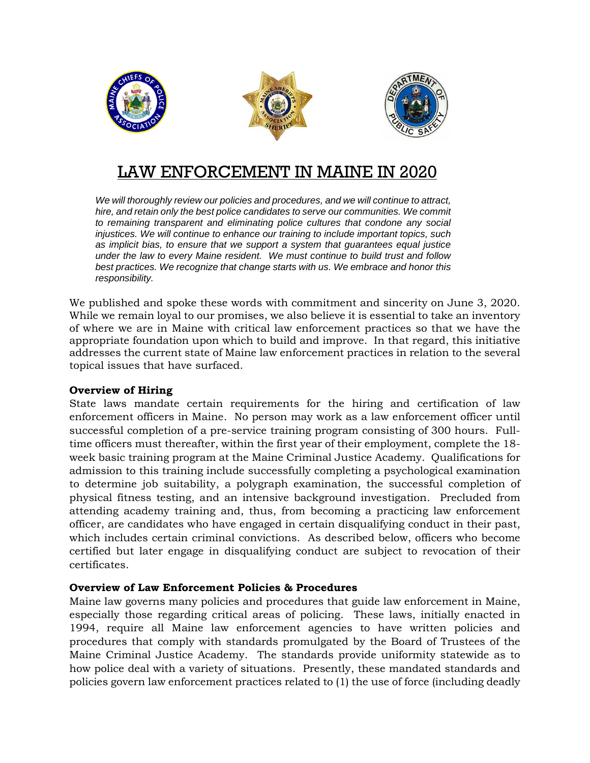# LAW ENFORCEMENT IN MAINE IN 2020

*We will thoroughly review our policies and procedures, and we will continue to attract, hire, and retain only the best police candidates to serve our communities. We commit to remaining transparent and eliminating police cultures that condone any social injustices. We will continue to enhance our training to include important topics, such as implicit bias, to ensure that we support a system that guarantees equal justice under the law to every Maine resident. We must continue to build trust and follow best practices. We recognize that change starts with us. We embrace and honor this responsibility.*

We published and spoke these words with commitment and sincerity on June 3, 2020. While we remain loyal to our promises, we also believe it is essential to take an inventory of where we are in Maine with critical law enforcement practices so that we have the appropriate foundation upon which to build and improve. In that regard, this initiative addresses the current state of Maine law enforcement practices in relation to the several topical issues that have surfaced.

**Overview of Hiring**

State laws mandate certain requirements for the hiring and certification of law enforcement officers in Maine. No person may work as a law enforcement officer until successful completion of a pre-service training program consisting of 300 hours. Full-time officers must thereafter, within the first year of their employment, complete the 18-week basic training program at the Maine Criminal Justice Academy. Qualifications for admission to this training include successfully completing a psychological examination to determine job suitability, a polygraph examination, the successful completion of physical fitness testing, and an intensive background investigation. Precluded from attending academy training and, thus, from becoming a practicing law enforcement officer, are candidates who have engaged in certain disqualifying conduct in their past, which includes certain criminal convictions. As described below, officers who become certified but later engage in disqualifying conduct are subject to revocation of their certificates.

**Overview of Law Enforcement Policies & Procedures**

Maine law governs many policies and procedures that guide law enforcement in Maine, especially those regarding critical areas of policing. These laws, initially enacted in 1994, require all Maine law enforcement agencies to have written policies and procedures that comply with standards promulgated by the Board of Trustees of the Maine Criminal Justice Academy. The standards provide uniformity statewide as to how police deal with a variety of situations. Presently, these mandated standards and policies govern law enforcement practices related to (1) the use of force (including deadly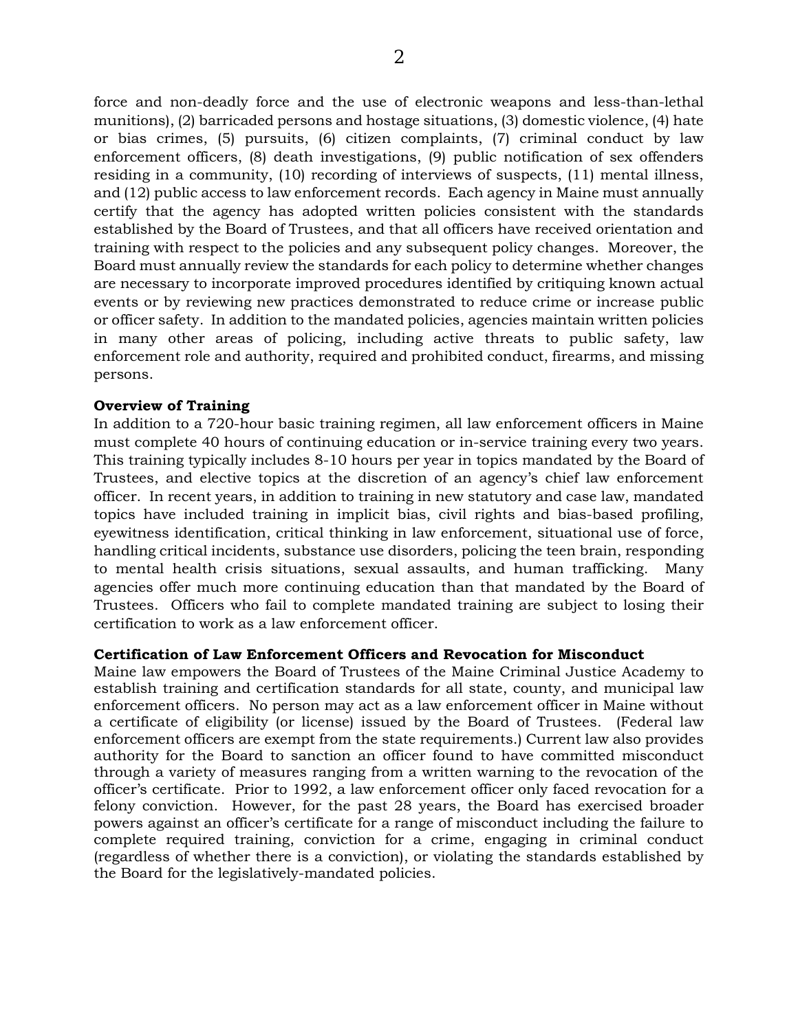force and non-deadly force and the use of electronic weapons and less-than-lethal munitions), (2) barricaded persons and hostage situations, (3) domestic violence, (4) hate or bias crimes, (5) pursuits, (6) citizen complaints, (7) criminal conduct by law enforcement officers, (8) death investigations, (9) public notification of sex offenders residing in a community, (10) recording of interviews of suspects, (11) mental illness, and (12) public access to law enforcement records. Each agency in Maine must annually certify that the agency has adopted written policies consistent with the standards established by the Board of Trustees, and that all officers have received orientation and training with respect to the policies and any subsequent policy changes. Moreover, the Board must annually review the standards for each policy to determine whether changes are necessary to incorporate improved procedures identified by critiquing known actual events or by reviewing new practices demonstrated to reduce crime or increase public or officer safety. In addition to the mandated policies, agencies maintain written policies in many other areas of policing, including active threats to public safety, law enforcement role and authority, required and prohibited conduct, firearms, and missing persons.

**Overview of Training**

In addition to a 720-hour basic training regimen, all law enforcement officers in Maine must complete 40 hours of continuing education or in-service training every two years. This training typically includes 8-10 hours per year in topics mandated by the Board of Trustees, and elective topics at the discretion of an agency's chief law enforcement officer. In recent years, in addition to training in new statutory and case law, mandated topics have included training in implicit bias, civil rights and bias-based profiling, eyewitness identification, critical thinking in law enforcement, situational use of force, handling critical incidents, substance use disorders, policing the teen brain, responding to mental health crisis situations, sexual assaults, and human trafficking. Many agencies offer much more continuing education than that mandated by the Board of Trustees. Officers who fail to complete mandated training are subject to losing their certification to work as a law enforcement officer.

**Certification of Law Enforcement Officers and Revocation for Misconduct**

Maine law empowers the Board of Trustees of the Maine Criminal Justice Academy to establish training and certification standards for all state, county, and municipal law enforcement officers. No person may act as a law enforcement officer in Maine without a certificate of eligibility (or license) issued by the Board of Trustees. (Federal law enforcement officers are exempt from the state requirements.) Current law also provides authority for the Board to sanction an officer found to have committed misconduct through a variety of measures ranging from a written warning to the revocation of the officer's certificate. Prior to 1992, a law enforcement officer only faced revocation for a felony conviction. However, for the past 28 years, the Board has exercised broader powers against an officer's certificate for a range of misconduct including the failure to complete required training, conviction for a crime, engaging in criminal conduct (regardless of whether there is a conviction), or violating the standards established by the Board for the legislatively-mandated policies.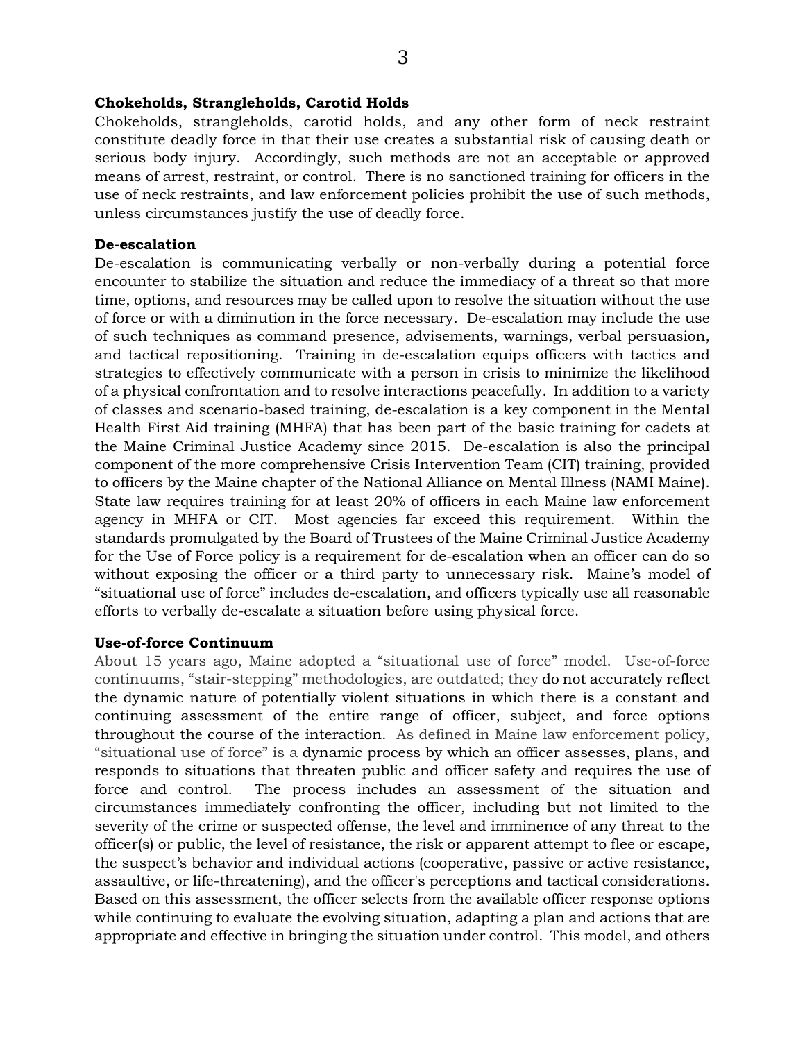**Chokeholds, Strangleholds, Carotid Holds**

Chokeholds, strangleholds, carotid holds, and any other form of neck restraint constitute deadly force in that their use creates a substantial risk of causing death or serious body injury. Accordingly, such methods are not an acceptable or approved means of arrest, restraint, or control. There is no sanctioned training for officers in the use of neck restraints, and law enforcement policies prohibit the use of such methods, unless circumstances justify the use of deadly force.

**De-escalation**

De-escalation is communicating verbally or non-verbally during a potential force encounter to stabilize the situation and reduce the immediacy of a threat so that more time, options, and resources may be called upon to resolve the situation without the use of force or with a diminution in the force necessary. De-escalation may include the use of such techniques as command presence, advisements, warnings, verbal persuasion, and tactical repositioning. Training in de-escalation equips officers with tactics and strategies to effectively communicate with a person in crisis to minimize the likelihood of a physical confrontation and to resolve interactions peacefully. In addition to a variety of classes and scenario-based training, de-escalation is a key component in the Mental Health First Aid training (MHFA) that has been part of the basic training for cadets at the Maine Criminal Justice Academy since 2015. De-escalation is also the principal component of the more comprehensive Crisis Intervention Team (CIT) training, provided to officers by the Maine chapter of the National Alliance on Mental Illness (NAMI Maine). State law requires training for at least 20% of officers in each Maine law enforcement agency in MHFA or CIT. Most agencies far exceed this requirement. Within the standards promulgated by the Board of Trustees of the Maine Criminal Justice Academy for the Use of Force policy is a requirement for de-escalation when an officer can do so without exposing the officer or a third party to unnecessary risk. Maine's model of "situational use of force" includes de-escalation, and officers typically use all reasonable efforts to verbally de-escalate a situation before using physical force.

**Use-of-force Continuum**

About 15 years ago, Maine adopted a "situational use of force" model. Use-of-force continuums, "stair-stepping" methodologies, are outdated; they do not accurately reflect the dynamic nature of potentially violent situations in which there is a constant and continuing assessment of the entire range of officer, subject, and force options throughout the course of the interaction. As defined in Maine law enforcement policy, "situational use of force" is a dynamic process by which an officer assesses, plans, and responds to situations that threaten public and officer safety and requires the use of force and control. The process includes an assessment of the situation and circumstances immediately confronting the officer, including but not limited to the severity of the crime or suspected offense, the level and imminence of any threat to the officer(s) or public, the level of resistance, the risk or apparent attempt to flee or escape, the suspect's behavior and individual actions (cooperative, passive or active resistance, assaultive, or life-threatening), and the officer's perceptions and tactical considerations. Based on this assessment, the officer selects from the available officer response options while continuing to evaluate the evolving situation, adapting a plan and actions that are appropriate and effective in bringing the situation under control. This model, and others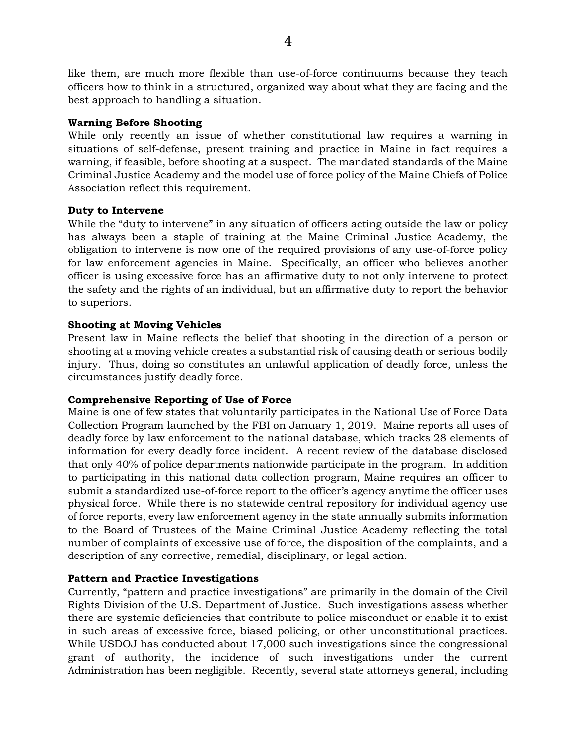like them, are much more flexible than use-of-force continuums because they teach officers how to think in a structured, organized way about what they are facing and the best approach to handling a situation.

**Warning Before Shooting**

While only recently an issue of whether constitutional law requires a warning in situations of self-defense, present training and practice in Maine in fact requires a warning, if feasible, before shooting at a suspect. The mandated standards of the Maine Criminal Justice Academy and the model use of force policy of the Maine Chiefs of Police Association reflect this requirement.

**Duty to Intervene**

While the "duty to intervene" in any situation of officers acting outside the law or policy has always been a staple of training at the Maine Criminal Justice Academy, the obligation to intervene is now one of the required provisions of any use-of-force policy for law enforcement agencies in Maine. Specifically, an officer who believes another officer is using excessive force has an affirmative duty to not only intervene to protect the safety and the rights of an individual, but an affirmative duty to report the behavior to superiors.

**Shooting at Moving Vehicles**

Present law in Maine reflects the belief that shooting in the direction of a person or shooting at a moving vehicle creates a substantial risk of causing death or serious bodily injury. Thus, doing so constitutes an unlawful application of deadly force, unless the circumstances justify deadly force.

**Comprehensive Reporting of Use of Force**

Maine is one of few states that voluntarily participates in the National Use of Force Data Collection Program launched by the FBI on January 1, 2019. Maine reports all uses of deadly force by law enforcement to the national database, which tracks 28 elements of information for every deadly force incident. A recent review of the database disclosed that only 40% of police departments nationwide participate in the program. In addition to participating in this national data collection program, Maine requires an officer to submit a standardized use-of-force report to the officer's agency anytime the officer uses physical force. While there is no statewide central repository for individual agency use of force reports, every law enforcement agency in the state annually submits information to the Board of Trustees of the Maine Criminal Justice Academy reflecting the total number of complaints of excessive use of force, the disposition of the complaints, and a description of any corrective, remedial, disciplinary, or legal action.

**Pattern and Practice Investigations**

Currently, "pattern and practice investigations" are primarily in the domain of the Civil Rights Division of the U.S. Department of Justice. Such investigations assess whether there are systemic deficiencies that contribute to police misconduct or enable it to exist in such areas of excessive force, biased policing, or other unconstitutional practices. While USDOJ has conducted about 17,000 such investigations since the congressional grant of authority, the incidence of such investigations under the current Administration has been negligible. Recently, several state attorneys general, including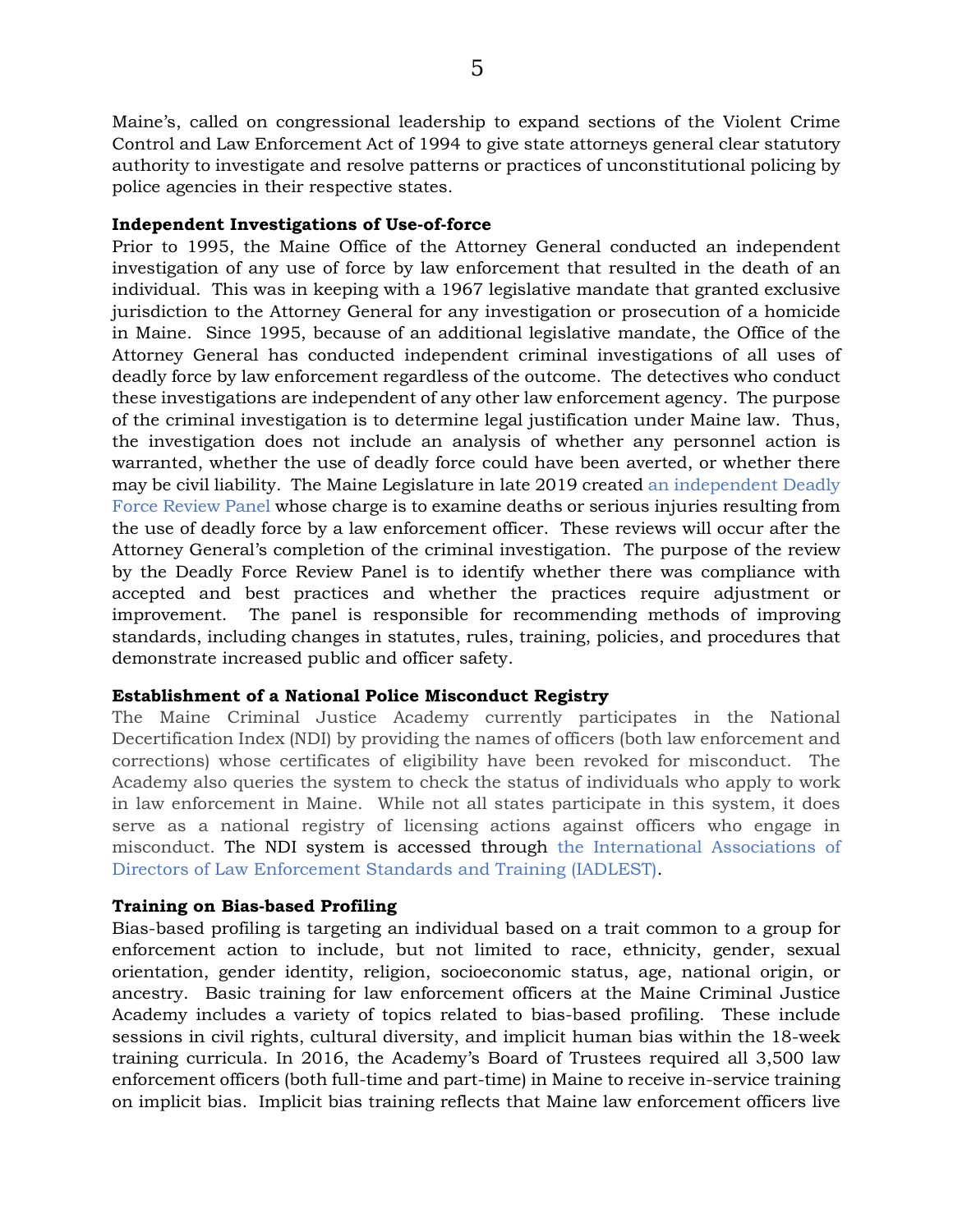Maine's, called on congressional leadership to expand sections of the Violent Crime Control and Law Enforcement Act of 1994 to give state attorneys general clear statutory authority to investigate and resolve patterns or practices of unconstitutional policing by police agencies in their respective states.

**Independent Investigations of Use-of-force**

Prior to 1995, the Maine Office of the Attorney General conducted an independent investigation of any use of force by law enforcement that resulted in the death of an individual. This was in keeping with a 1967 legislative mandate that granted exclusive jurisdiction to the Attorney General for any investigation or prosecution of a homicide in Maine. Since 1995, because of an additional legislative mandate, the Office of the Attorney General has conducted independent criminal investigations of all uses of deadly force by law enforcement regardless of the outcome. The detectives who conduct these investigations are independent of any other law enforcement agency. The purpose of the criminal investigation is to determine legal justification under Maine law. Thus, the investigation does not include an analysis of whether any personnel action is warranted, whether the use of deadly force could have been averted, or whether there may be civil liability. The Maine Legislature in late 2019 created an independent Deadly Force Review Panel whose charge is to examine deaths or serious injuries resulting from the use of deadly force by a law enforcement officer. These reviews will occur after the Attorney General's completion of the criminal investigation. The purpose of the review by the Deadly Force Review Panel is to identify whether there was compliance with accepted and best practices and whether the practices require adjustment or improvement. The panel is responsible for recommending methods of improving standards, including changes in statutes, rules, training, policies, and procedures that demonstrate increased public and officer safety.

**Establishment of a National Police Misconduct Registry**

The Maine Criminal Justice Academy currently participates in the National Decertification Index (NDI) by providing the names of officers (both law enforcement and corrections) whose certificates of eligibility have been revoked for misconduct. The Academy also queries the system to check the status of individuals who apply to work in law enforcement in Maine. While not all states participate in this system, it does serve as a national registry of licensing actions against officers who engage in misconduct. The NDI system is accessed through the International Associations of Directors of Law Enforcement Standards and Training (IADLEST).

**Training on Bias-based Profiling**

Bias-based profiling is targeting an individual based on a trait common to a group for enforcement action to include, but not limited to race, ethnicity, gender, sexual orientation, gender identity, religion, socioeconomic status, age, national origin, or ancestry. Basic training for law enforcement officers at the Maine Criminal Justice Academy includes a variety of topics related to bias-based profiling. These include sessions in civil rights, cultural diversity, and implicit human bias within the 18-week training curricula. In 2016, the Academy's Board of Trustees required all 3,500 law enforcement officers (both full-time and part-time) in Maine to receive in-service training on implicit bias. Implicit bias training reflects that Maine law enforcement officers live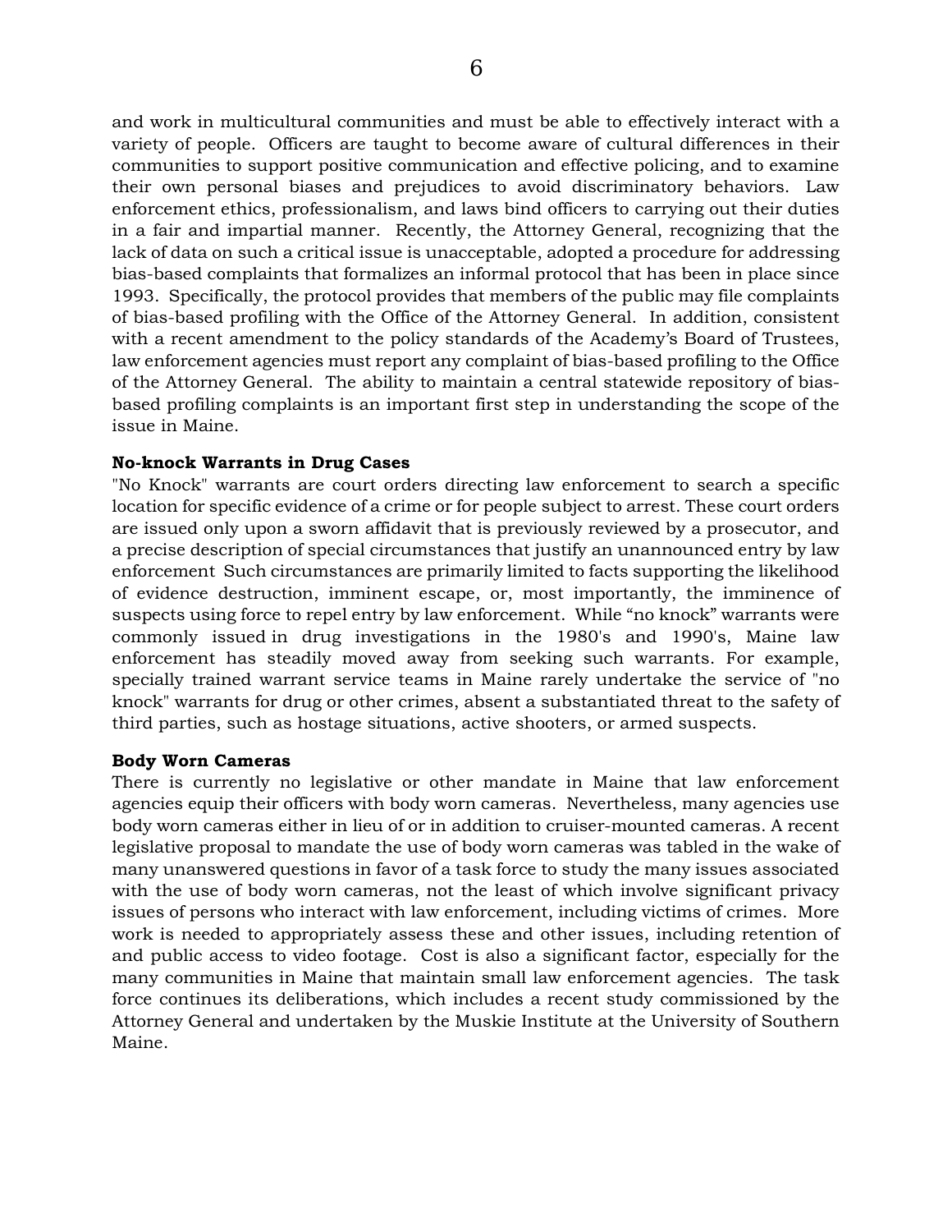and work in multicultural communities and must be able to effectively interact with a variety of people. Officers are taught to become aware of cultural differences in their communities to support positive communication and effective policing, and to examine their own personal biases and prejudices to avoid discriminatory behaviors. Law enforcement ethics, professionalism, and laws bind officers to carrying out their duties in a fair and impartial manner. Recently, the Attorney General, recognizing that the lack of data on such a critical issue is unacceptable, adopted a procedure for addressing bias-based complaints that formalizes an informal protocol that has been in place since 1993. Specifically, the protocol provides that members of the public may file complaints of bias-based profiling with the Office of the Attorney General. In addition, consistent with a recent amendment to the policy standards of the Academy's Board of Trustees, law enforcement agencies must report any complaint of bias-based profiling to the Office of the Attorney General. The ability to maintain a central statewide repository of bias-based profiling complaints is an important first step in understanding the scope of the issue in Maine.

**No-knock Warrants in Drug Cases**

"No Knock" warrants are court orders directing law enforcement to search a specific location for specific evidence of a crime or for people subject to arrest. These court orders are issued only upon a sworn affidavit that is previously reviewed by a prosecutor, and a precise description of special circumstances that justify an unannounced entry by law enforcement Such circumstances are primarily limited to facts supporting the likelihood of evidence destruction, imminent escape, or, most importantly, the imminence of suspects using force to repel entry by law enforcement. While "no knock" warrants were commonly issued in drug investigations in the 1980's and 1990's, Maine law enforcement has steadily moved away from seeking such warrants. For example, specially trained warrant service teams in Maine rarely undertake the service of "no knock" warrants for drug or other crimes, absent a substantiated threat to the safety of third parties, such as hostage situations, active shooters, or armed suspects.

**Body Worn Cameras**

There is currently no legislative or other mandate in Maine that law enforcement agencies equip their officers with body worn cameras. Nevertheless, many agencies use body worn cameras either in lieu of or in addition to cruiser-mounted cameras. A recent legislative proposal to mandate the use of body worn cameras was tabled in the wake of many unanswered questions in favor of a task force to study the many issues associated with the use of body worn cameras, not the least of which involve significant privacy issues of persons who interact with law enforcement, including victims of crimes. More work is needed to appropriately assess these and other issues, including retention of and public access to video footage. Cost is also a significant factor, especially for the many communities in Maine that maintain small law enforcement agencies. The task force continues its deliberations, which includes a recent study commissioned by the Attorney General and undertaken by the Muskie Institute at the University of Southern Maine.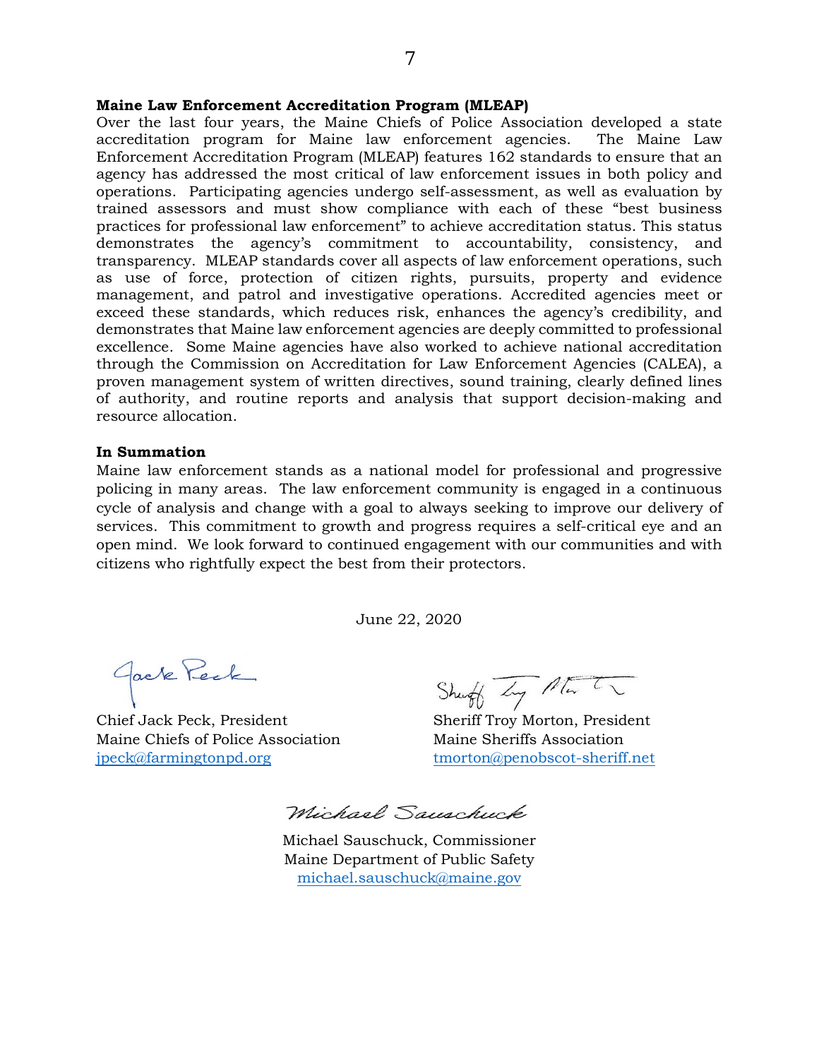**Maine Law Enforcement Accreditation Program (MLEAP)**

Over the last four years, the Maine Chiefs of Police Association developed a state accreditation program for Maine law enforcement agencies. The Maine Law Enforcement Accreditation Program (MLEAP) features 162 standards to ensure that an agency has addressed the most critical of law enforcement issues in both policy and operations. Participating agencies undergo self-assessment, as well as evaluation by trained assessors and must show compliance with each of these "best business practices for professional law enforcement" to achieve accreditation status. This status demonstrates the agency's commitment to accountability, consistency, and transparency. MLEAP standards cover all aspects of law enforcement operations, such as use of force, protection of citizen rights, pursuits, property and evidence management, and patrol and investigative operations. Accredited agencies meet or exceed these standards, which reduces risk, enhances the agency's credibility, and demonstrates that Maine law enforcement agencies are deeply committed to professional excellence. Some Maine agencies have also worked to achieve national accreditation through the Commission on Accreditation for Law Enforcement Agencies (CALEA), a proven management system of written directives, sound training, clearly defined lines of authority, and routine reports and analysis that support decision-making and resource allocation.

**In Summation**

Maine law enforcement stands as a national model for professional and progressive policing in many areas. The law enforcement community is engaged in a continuous cycle of analysis and change with a goal to always seeking to improve our delivery of services. This commitment to growth and progress requires a self-critical eye and an open mind. We look forward to continued engagement with our communities and with citizens who rightfully expect the best from their protectors.

June 22, 2020

Jack Peck

Chief Jack Peck, President
Maine Chiefs of Police Association
jpeck@farmingtonpd.org

Sheriff Troy Morton

Sheriff Troy Morton, President
Maine Sheriffs Association
tmorton@penobscot-sheriff.net

Michael Sauschuck

Michael Sauschuck, Commissioner
Maine Department of Public Safety
michael.sauschuck@maine.gov